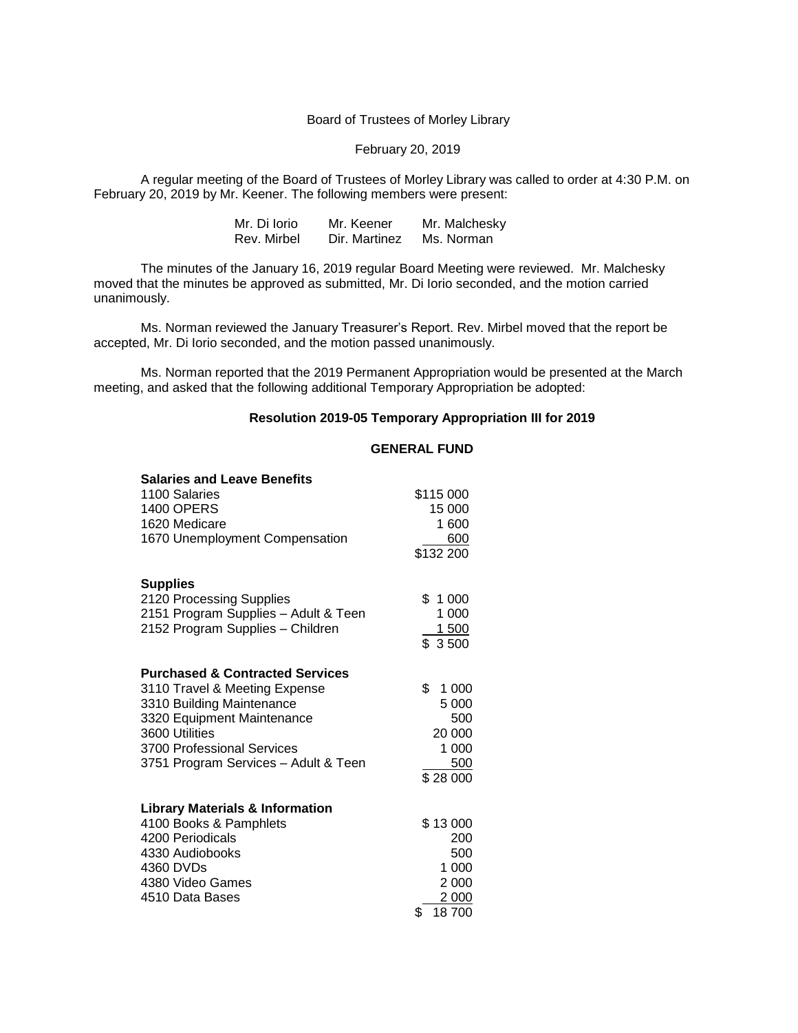Board of Trustees of Morley Library

February 20, 2019

A regular meeting of the Board of Trustees of Morley Library was called to order at 4:30 P.M. on February 20, 2019 by Mr. Keener. The following members were present:

| | | |
|---|---|---|
| Mr. Di Iorio | Mr. Keener | Mr. Malchesky |
| Rev. Mirbel | Dir. Martinez | Ms. Norman |

The minutes of the January 16, 2019 regular Board Meeting were reviewed. Mr. Malchesky moved that the minutes be approved as submitted, Mr. Di Iorio seconded, and the motion carried unanimously.

Ms. Norman reviewed the January Treasurer's Report. Rev. Mirbel moved that the report be accepted, Mr. Di Iorio seconded, and the motion passed unanimously.

Ms. Norman reported that the 2019 Permanent Appropriation would be presented at the March meeting, and asked that the following additional Temporary Appropriation be adopted:

**Resolution 2019-05 Temporary Appropriation III for 2019**

**GENERAL FUND**

| **Salaries and Leave Benefits** | |
|---|---|
| 1100 Salaries | $115 000 |
| 1400 OPERS | 15 000 |
| 1620 Medicare | 1 600 |
| 1670 Unemployment Compensation | 600 |
| | $132 200 |

| **Supplies** | |
|---|---|
| 2120 Processing Supplies | $ 1 000 |
| 2151 Program Supplies – Adult & Teen | 1 000 |
| 2152 Program Supplies – Children | 1 500 |
| | $ 3 500 |

| **Purchased & Contracted Services** | |
|---|---|
| 3110 Travel & Meeting Expense | $ 1 000 |
| 3310 Building Maintenance | 5 000 |
| 3320 Equipment Maintenance | 500 |
| 3600 Utilities | 20 000 |
| 3700 Professional Services | 1 000 |
| 3751 Program Services – Adult & Teen | 500 |
| | $ 28 000 |

| **Library Materials & Information** | |
|---|---|
| 4100 Books & Pamphlets | $ 13 000 |
| 4200 Periodicals | 200 |
| 4330 Audiobooks | 500 |
| 4360 DVDs | 1 000 |
| 4380 Video Games | 2 000 |
| 4510 Data Bases | 2 000 |
| | $ 18 700 |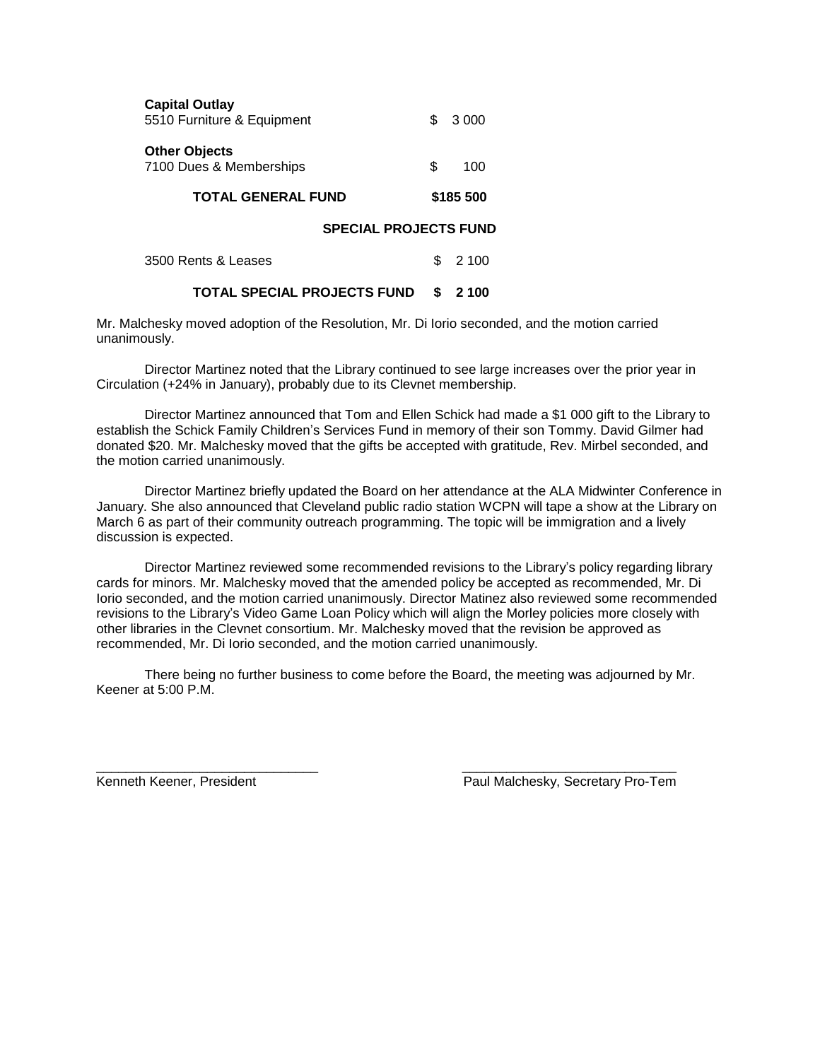| | |
|---|---|
| **Capital Outlay** | |
| 5510 Furniture & Equipment | $ 3 000 |
| **Other Objects** | |
| 7100 Dues & Memberships | $ 100 |
| **TOTAL GENERAL FUND** | **$185 500** |

**SPECIAL PROJECTS FUND**

| | |
|---|---|
| 3500 Rents & Leases | $ 2 100 |
| **TOTAL SPECIAL PROJECTS FUND** | **$ 2 100** |

Mr. Malchesky moved adoption of the Resolution, Mr. Di Iorio seconded, and the motion carried unanimously.

Director Martinez noted that the Library continued to see large increases over the prior year in Circulation (+24% in January), probably due to its Clevnet membership.

Director Martinez announced that Tom and Ellen Schick had made a $1 000 gift to the Library to establish the Schick Family Children's Services Fund in memory of their son Tommy. David Gilmer had donated $20. Mr. Malchesky moved that the gifts be accepted with gratitude, Rev. Mirbel seconded, and the motion carried unanimously.

Director Martinez briefly updated the Board on her attendance at the ALA Midwinter Conference in January. She also announced that Cleveland public radio station WCPN will tape a show at the Library on March 6 as part of their community outreach programming. The topic will be immigration and a lively discussion is expected.

Director Martinez reviewed some recommended revisions to the Library's policy regarding library cards for minors. Mr. Malchesky moved that the amended policy be accepted as recommended, Mr. Di Iorio seconded, and the motion carried unanimously. Director Matinez also reviewed some recommended revisions to the Library's Video Game Loan Policy which will align the Morley policies more closely with other libraries in the Clevnet consortium. Mr. Malchesky moved that the revision be approved as recommended, Mr. Di Iorio seconded, and the motion carried unanimously.

There being no further business to come before the Board, the meeting was adjourned by Mr. Keener at 5:00 P.M.

______________________________
Kenneth Keener, President

______________________________
Paul Malchesky, Secretary Pro-Tem